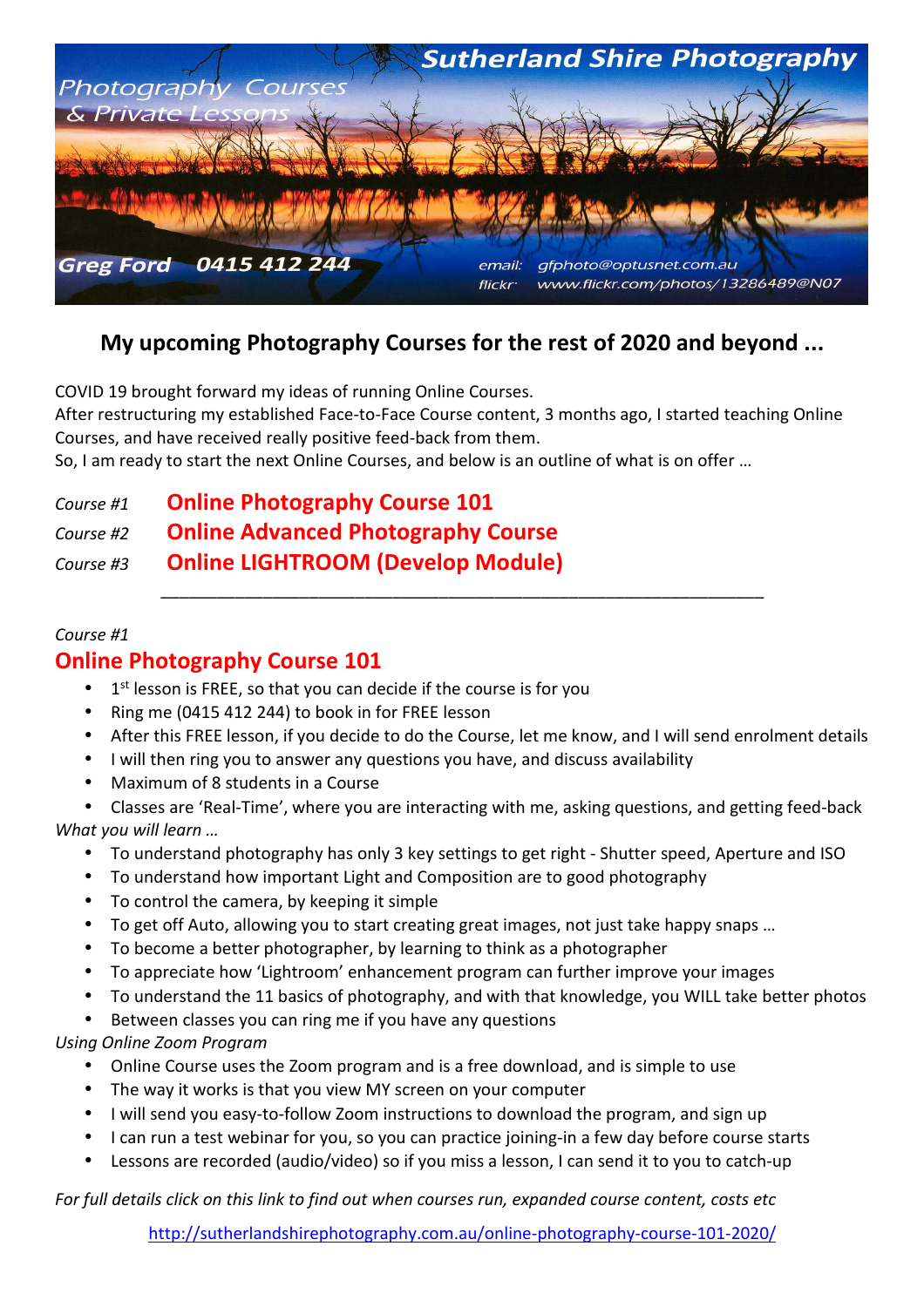Sutherland Shire Photography

Photography Courses & Private Lessons

Greg Ford 0415 412 244

email: gfphoto@optusnet.com.au
flickr: www.flickr.com/photos/13286489@N07

## My upcoming Photography Courses for the rest of 2020 and beyond ...

COVID 19 brought forward my ideas of running Online Courses.
After restructuring my established Face-to-Face Course content, 3 months ago, I started teaching Online Courses, and have received really positive feed-back from them.
So, I am ready to start the next Online Courses, and below is an outline of what is on offer …

*Course #1* **Online Photography Course 101**

*Course #2* **Online Advanced Photography Course**

*Course #3* **Online LIGHTROOM (Develop Module)**

---

*Course #1*

## Online Photography Course 101

- 1st lesson is FREE, so that you can decide if the course is for you
- Ring me (0415 412 244) to book in for FREE lesson
- After this FREE lesson, if you decide to do the Course, let me know, and I will send enrolment details
- I will then ring you to answer any questions you have, and discuss availability
- Maximum of 8 students in a Course
- Classes are 'Real-Time', where you are interacting with me, asking questions, and getting feed-back

*What you will learn …*

- To understand photography has only 3 key settings to get right - Shutter speed, Aperture and ISO
- To understand how important Light and Composition are to good photography
- To control the camera, by keeping it simple
- To get off Auto, allowing you to start creating great images, not just take happy snaps …
- To become a better photographer, by learning to think as a photographer
- To appreciate how 'Lightroom' enhancement program can further improve your images
- To understand the 11 basics of photography, and with that knowledge, you WILL take better photos
- Between classes you can ring me if you have any questions

*Using Online Zoom Program*

- Online Course uses the Zoom program and is a free download, and is simple to use
- The way it works is that you view MY screen on your computer
- I will send you easy-to-follow Zoom instructions to download the program, and sign up
- I can run a test webinar for you, so you can practice joining-in a few day before course starts
- Lessons are recorded (audio/video) so if you miss a lesson, I can send it to you to catch-up

*For full details click on this link to find out when courses run, expanded course content, costs etc*

http://sutherlandshirephotography.com.au/online-photography-course-101-2020/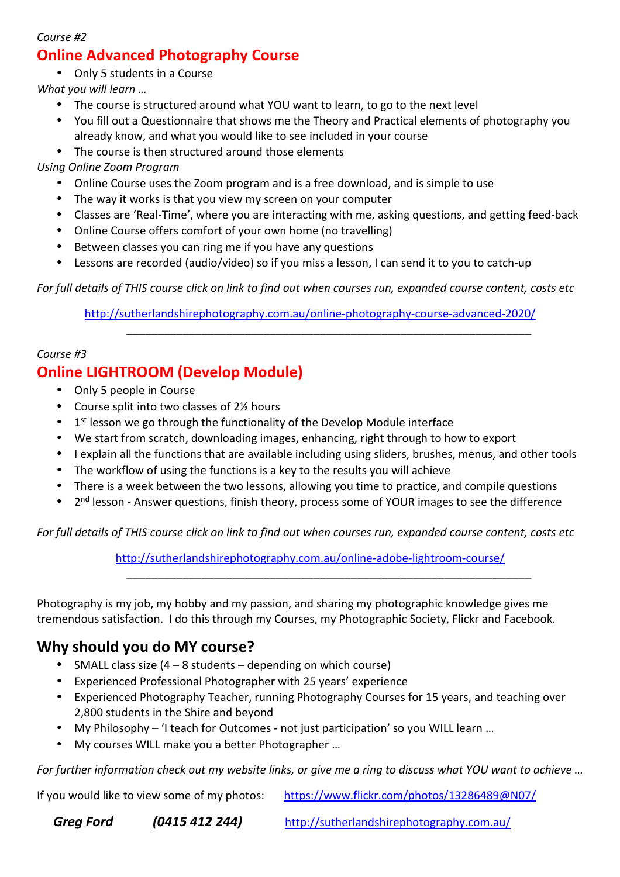*Course #2*

## Online Advanced Photography Course

- Only 5 students in a Course

*What you will learn …*

- The course is structured around what YOU want to learn, to go to the next level
- You fill out a Questionnaire that shows me the Theory and Practical elements of photography you already know, and what you would like to see included in your course
- The course is then structured around those elements

*Using Online Zoom Program*

- Online Course uses the Zoom program and is a free download, and is simple to use
- The way it works is that you view my screen on your computer
- Classes are 'Real-Time', where you are interacting with me, asking questions, and getting feed-back
- Online Course offers comfort of your own home (no travelling)
- Between classes you can ring me if you have any questions
- Lessons are recorded (audio/video) so if you miss a lesson, I can send it to you to catch-up

*For full details of THIS course click on link to find out when courses run, expanded course content, costs etc*

http://sutherlandshirephotography.com.au/online-photography-course-advanced-2020/

---

*Course #3*

## Online LIGHTROOM (Develop Module)

- Only 5 people in Course
- Course split into two classes of 2½ hours
- 1st lesson we go through the functionality of the Develop Module interface
- We start from scratch, downloading images, enhancing, right through to how to export
- I explain all the functions that are available including using sliders, brushes, menus, and other tools
- The workflow of using the functions is a key to the results you will achieve
- There is a week between the two lessons, allowing you time to practice, and compile questions
- 2nd lesson - Answer questions, finish theory, process some of YOUR images to see the difference

*For full details of THIS course click on link to find out when courses run, expanded course content, costs etc*

http://sutherlandshirephotography.com.au/online-adobe-lightroom-course/

---

Photography is my job, my hobby and my passion, and sharing my photographic knowledge gives me tremendous satisfaction. I do this through my Courses, my Photographic Society, Flickr and Facebook.

## Why should you do MY course?

- SMALL class size (4 – 8 students – depending on which course)
- Experienced Professional Photographer with 25 years' experience
- Experienced Photography Teacher, running Photography Courses for 15 years, and teaching over 2,800 students in the Shire and beyond
- My Philosophy – 'I teach for Outcomes - not just participation' so you WILL learn …
- My courses WILL make you a better Photographer …

*For further information check out my website links, or give me a ring to discuss what YOU want to achieve …*

If you would like to view some of my photos: https://www.flickr.com/photos/13286489@N07/

***Greg Ford*** ***(0415 412 244)*** http://sutherlandshirephotography.com.au/